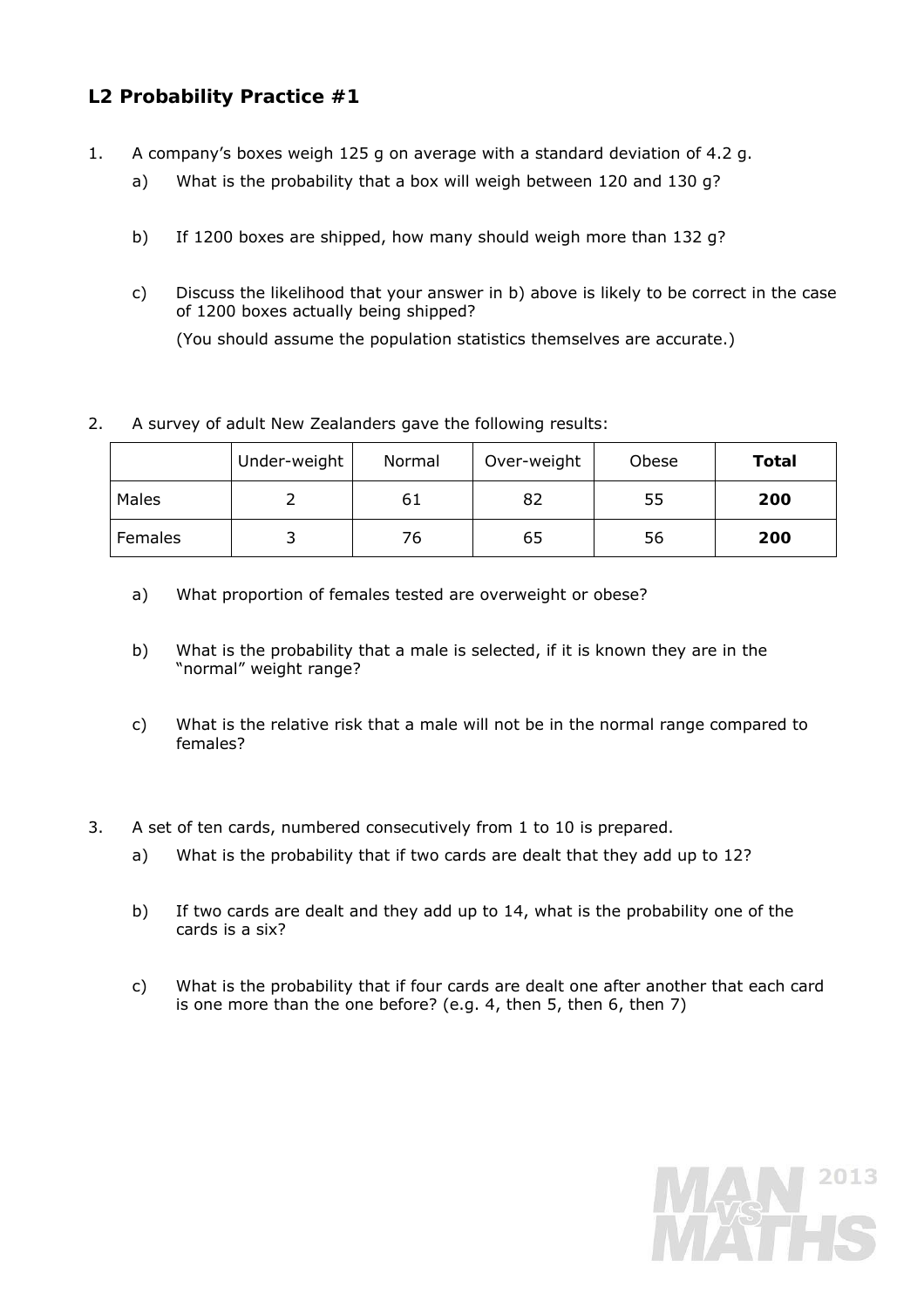## L2 Probability Practice #1

1. A company's boxes weigh 125 g on average with a standard deviation of 4.2 g.
   a) What is the probability that a box will weigh between 120 and 130 g?

   b) If 1200 boxes are shipped, how many should weigh more than 132 g?

   c) Discuss the likelihood that your answer in b) above is likely to be correct in the case of 1200 boxes actually being shipped?

      (You should assume the population statistics themselves are accurate.)

2. A survey of adult New Zealanders gave the following results:

| | Under-weight | Normal | Over-weight | Obese | **Total** |
|---|---|---|---|---|---|
| Males | 2 | 61 | 82 | 55 | **200** |
| Females | 3 | 76 | 65 | 56 | **200** |

   a) What proportion of females tested are overweight or obese?

   b) What is the probability that a male is selected, if it is known they are in the "normal" weight range?

   c) What is the relative risk that a male will not be in the normal range compared to females?

3. A set of ten cards, numbered consecutively from 1 to 10 is prepared.
   a) What is the probability that if two cards are dealt that they add up to 12?

   b) If two cards are dealt and they add up to 14, what is the probability one of the cards is a six?

   c) What is the probability that if four cards are dealt one after another that each card is one more than the one before? (e.g. 4, then 5, then 6, then 7)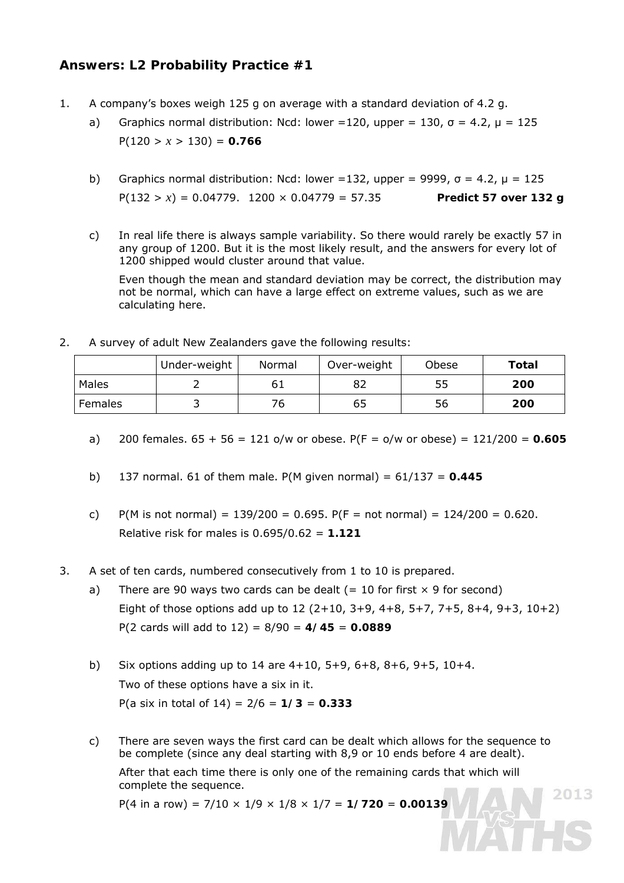## Answers: L2 Probability Practice #1

1. A company's boxes weigh 125 g on average with a standard deviation of 4.2 g.

   a) Graphics normal distribution: Ncd: lower =120, upper = 130, $\sigma$ = 4.2, $\mu$ = 125

      $P(120 > x > 130)$ = **0.766**

   b) Graphics normal distribution: Ncd: lower =132, upper = 9999, $\sigma$ = 4.2, $\mu$ = 125

      $P(132 > x)$ = 0.04779. 1200 × 0.04779 = 57.35 **Predict 57 over 132 g**

   c) In real life there is always sample variability. So there would rarely be exactly 57 in any group of 1200. But it is the most likely result, and the answers for every lot of 1200 shipped would cluster around that value.

      Even though the mean and standard deviation may be correct, the distribution may not be normal, which can have a large effect on extreme values, such as we are calculating here.

2. A survey of adult New Zealanders gave the following results:

| | Under-weight | Normal | Over-weight | Obese | **Total** |
|---|---|---|---|---|---|
| Males | 2 | 61 | 82 | 55 | **200** |
| Females | 3 | 76 | 65 | 56 | **200** |

   a) 200 females. 65 + 56 = 121 o/w or obese. P(F = o/w or obese) = 121/200 = **0.605**

   b) 137 normal. 61 of them male. P(M given normal) = 61/137 = **0.445**

   c) P(M is not normal) = 139/200 = 0.695. P(F = not normal) = 124/200 = 0.620.

      Relative risk for males is 0.695/0.62 = **1.121**

3. A set of ten cards, numbered consecutively from 1 to 10 is prepared.

   a) There are 90 ways two cards can be dealt (= 10 for first × 9 for second)

      Eight of those options add up to 12 (2+10, 3+9, 4+8, 5+7, 7+5, 8+4, 9+3, 10+2)

      P(2 cards will add to 12) = 8/90 = **4/45** = **0.0889**

   b) Six options adding up to 14 are 4+10, 5+9, 6+8, 8+6, 9+5, 10+4.

      Two of these options have a six in it.

      P(a six in total of 14) = 2/6 = **1/3** = **0.333**

   c) There are seven ways the first card can be dealt which allows for the sequence to be complete (since any deal starting with 8,9 or 10 ends before 4 are dealt).

      After that each time there is only one of the remaining cards that which will complete the sequence.

      P(4 in a row) = 7/10 × 1/9 × 1/8 × 1/7 = **1/720** = **0.00139**